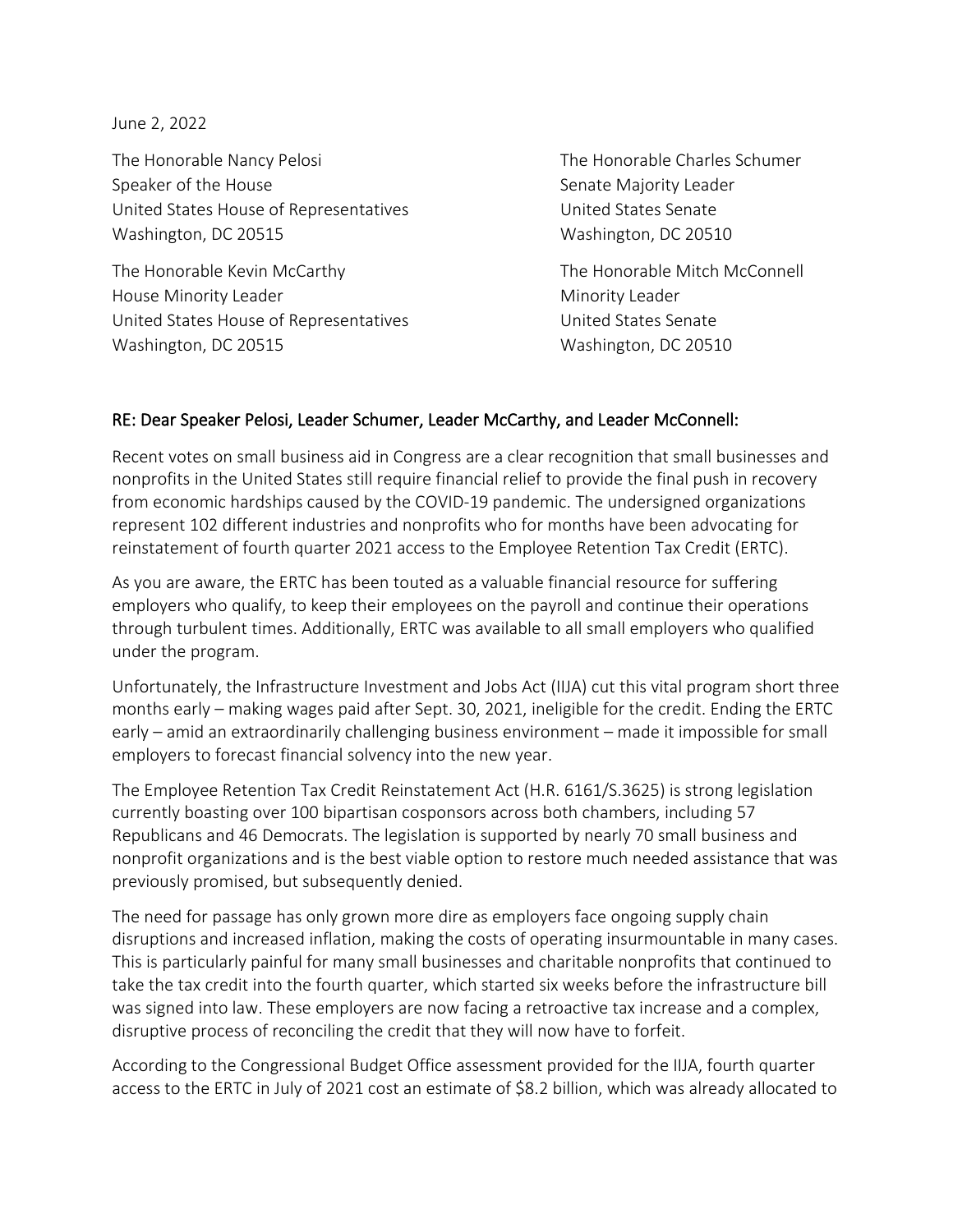June 2, 2022

The Honorable Nancy Pelosi
Speaker of the House
United States House of Representatives
Washington, DC 20515

The Honorable Charles Schumer
Senate Majority Leader
United States Senate
Washington, DC 20510

The Honorable Kevin McCarthy
House Minority Leader
United States House of Representatives
Washington, DC 20515

The Honorable Mitch McConnell
Minority Leader
United States Senate
Washington, DC 20510

RE: Dear Speaker Pelosi, Leader Schumer, Leader McCarthy, and Leader McConnell:

Recent votes on small business aid in Congress are a clear recognition that small businesses and nonprofits in the United States still require financial relief to provide the final push in recovery from economic hardships caused by the COVID-19 pandemic. The undersigned organizations represent 102 different industries and nonprofits who for months have been advocating for reinstatement of fourth quarter 2021 access to the Employee Retention Tax Credit (ERTC).

As you are aware, the ERTC has been touted as a valuable financial resource for suffering employers who qualify, to keep their employees on the payroll and continue their operations through turbulent times. Additionally, ERTC was available to all small employers who qualified under the program.

Unfortunately, the Infrastructure Investment and Jobs Act (IIJA) cut this vital program short three months early – making wages paid after Sept. 30, 2021, ineligible for the credit. Ending the ERTC early – amid an extraordinarily challenging business environment – made it impossible for small employers to forecast financial solvency into the new year.

The Employee Retention Tax Credit Reinstatement Act (H.R. 6161/S.3625) is strong legislation currently boasting over 100 bipartisan cosponsors across both chambers, including 57 Republicans and 46 Democrats. The legislation is supported by nearly 70 small business and nonprofit organizations and is the best viable option to restore much needed assistance that was previously promised, but subsequently denied.

The need for passage has only grown more dire as employers face ongoing supply chain disruptions and increased inflation, making the costs of operating insurmountable in many cases. This is particularly painful for many small businesses and charitable nonprofits that continued to take the tax credit into the fourth quarter, which started six weeks before the infrastructure bill was signed into law. These employers are now facing a retroactive tax increase and a complex, disruptive process of reconciling the credit that they will now have to forfeit.

According to the Congressional Budget Office assessment provided for the IIJA, fourth quarter access to the ERTC in July of 2021 cost an estimate of $8.2 billion, which was already allocated to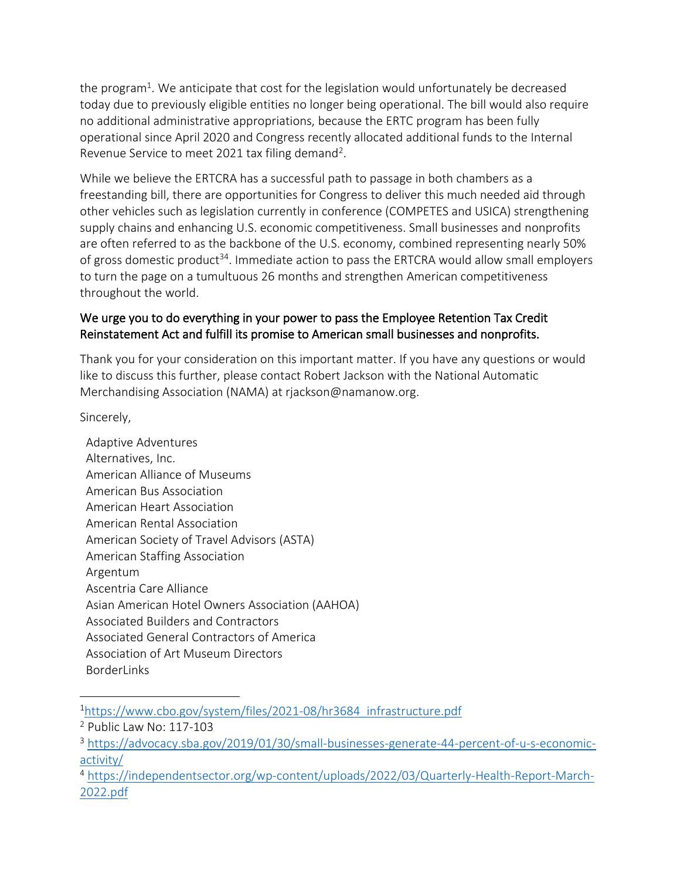the program[1]. We anticipate that cost for the legislation would unfortunately be decreased today due to previously eligible entities no longer being operational. The bill would also require no additional administrative appropriations, because the ERTC program has been fully operational since April 2020 and Congress recently allocated additional funds to the Internal Revenue Service to meet 2021 tax filing demand[2].

While we believe the ERTCRA has a successful path to passage in both chambers as a freestanding bill, there are opportunities for Congress to deliver this much needed aid through other vehicles such as legislation currently in conference (COMPETES and USICA) strengthening supply chains and enhancing U.S. economic competitiveness. Small businesses and nonprofits are often referred to as the backbone of the U.S. economy, combined representing nearly 50% of gross domestic product[3,4]. Immediate action to pass the ERTCRA would allow small employers to turn the page on a tumultuous 26 months and strengthen American competitiveness throughout the world.

**We urge you to do everything in your power to pass the Employee Retention Tax Credit Reinstatement Act and fulfill its promise to American small businesses and nonprofits.**

Thank you for your consideration on this important matter. If you have any questions or would like to discuss this further, please contact Robert Jackson with the National Automatic Merchandising Association (NAMA) at rjackson@namanow.org.

Sincerely,

Adaptive Adventures
Alternatives, Inc.
American Alliance of Museums
American Bus Association
American Heart Association
American Rental Association
American Society of Travel Advisors (ASTA)
American Staffing Association
Argentum
Ascentria Care Alliance
Asian American Hotel Owners Association (AAHOA)
Associated Builders and Contractors
Associated General Contractors of America
Association of Art Museum Directors
BorderLinks

---

[1] https://www.cbo.gov/system/files/2021-08/hr3684_infrastructure.pdf

[2] Public Law No: 117-103

[3] https://advocacy.sba.gov/2019/01/30/small-businesses-generate-44-percent-of-u-s-economic-activity/

[4] https://independentsector.org/wp-content/uploads/2022/03/Quarterly-Health-Report-March-2022.pdf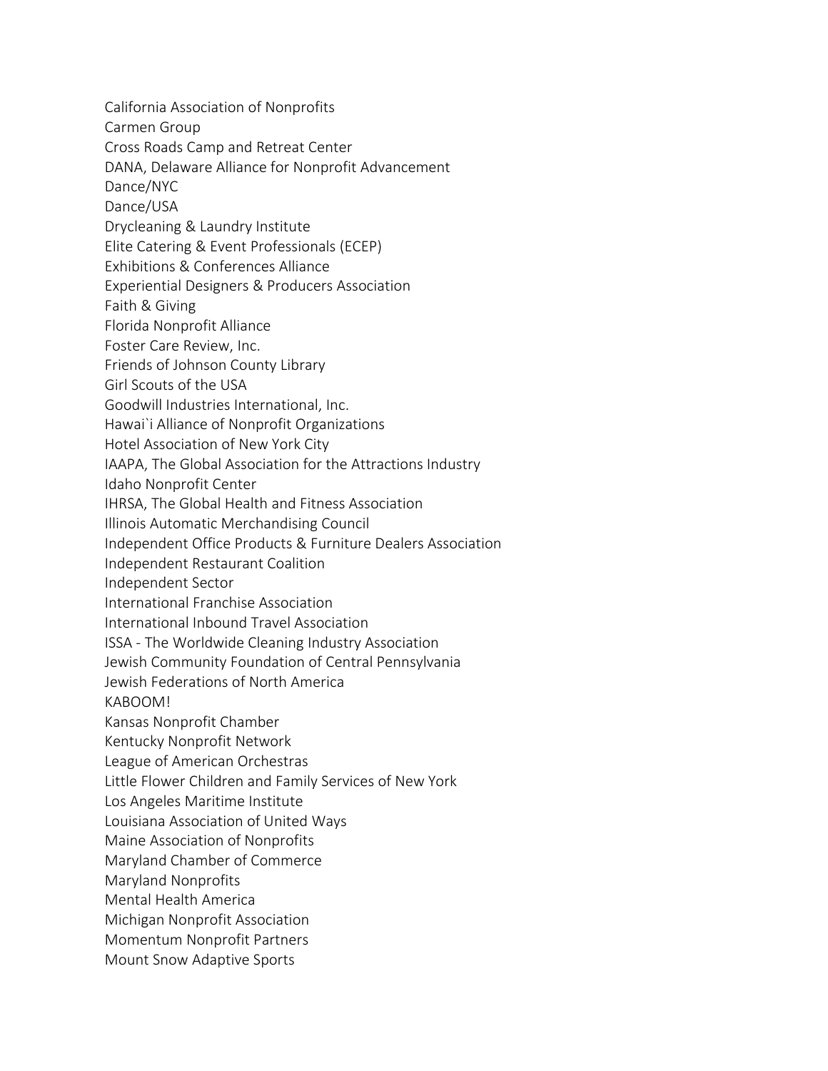California Association of Nonprofits
Carmen Group
Cross Roads Camp and Retreat Center
DANA, Delaware Alliance for Nonprofit Advancement
Dance/NYC
Dance/USA
Drycleaning & Laundry Institute
Elite Catering & Event Professionals (ECEP)
Exhibitions & Conferences Alliance
Experiential Designers & Producers Association
Faith & Giving
Florida Nonprofit Alliance
Foster Care Review, Inc.
Friends of Johnson County Library
Girl Scouts of the USA
Goodwill Industries International, Inc.
Hawai`i Alliance of Nonprofit Organizations
Hotel Association of New York City
IAAPA, The Global Association for the Attractions Industry
Idaho Nonprofit Center
IHRSA, The Global Health and Fitness Association
Illinois Automatic Merchandising Council
Independent Office Products & Furniture Dealers Association
Independent Restaurant Coalition
Independent Sector
International Franchise Association
International Inbound Travel Association
ISSA - The Worldwide Cleaning Industry Association
Jewish Community Foundation of Central Pennsylvania
Jewish Federations of North America
KABOOM!
Kansas Nonprofit Chamber
Kentucky Nonprofit Network
League of American Orchestras
Little Flower Children and Family Services of New York
Los Angeles Maritime Institute
Louisiana Association of United Ways
Maine Association of Nonprofits
Maryland Chamber of Commerce
Maryland Nonprofits
Mental Health America
Michigan Nonprofit Association
Momentum Nonprofit Partners
Mount Snow Adaptive Sports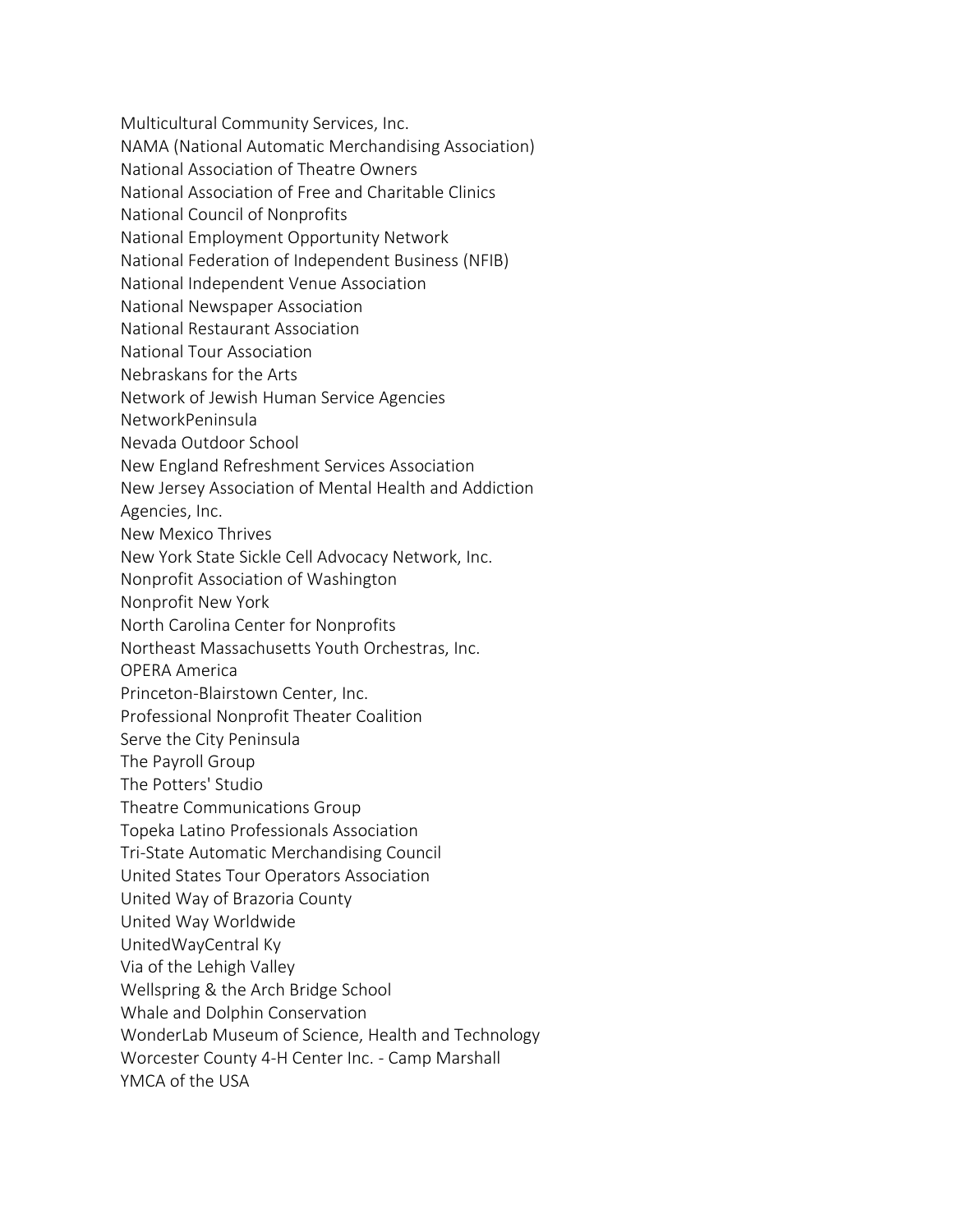Multicultural Community Services, Inc.
NAMA (National Automatic Merchandising Association)
National Association of Theatre Owners
National Association of Free and Charitable Clinics
National Council of Nonprofits
National Employment Opportunity Network
National Federation of Independent Business (NFIB)
National Independent Venue Association
National Newspaper Association
National Restaurant Association
National Tour Association
Nebraskans for the Arts
Network of Jewish Human Service Agencies
NetworkPeninsula
Nevada Outdoor School
New England Refreshment Services Association
New Jersey Association of Mental Health and Addiction Agencies, Inc.
New Mexico Thrives
New York State Sickle Cell Advocacy Network, Inc.
Nonprofit Association of Washington
Nonprofit New York
North Carolina Center for Nonprofits
Northeast Massachusetts Youth Orchestras, Inc.
OPERA America
Princeton-Blairstown Center, Inc.
Professional Nonprofit Theater Coalition
Serve the City Peninsula
The Payroll Group
The Potters' Studio
Theatre Communications Group
Topeka Latino Professionals Association
Tri-State Automatic Merchandising Council
United States Tour Operators Association
United Way of Brazoria County
United Way Worldwide
UnitedWayCentral Ky
Via of the Lehigh Valley
Wellspring & the Arch Bridge School
Whale and Dolphin Conservation
WonderLab Museum of Science, Health and Technology
Worcester County 4-H Center Inc. - Camp Marshall
YMCA of the USA